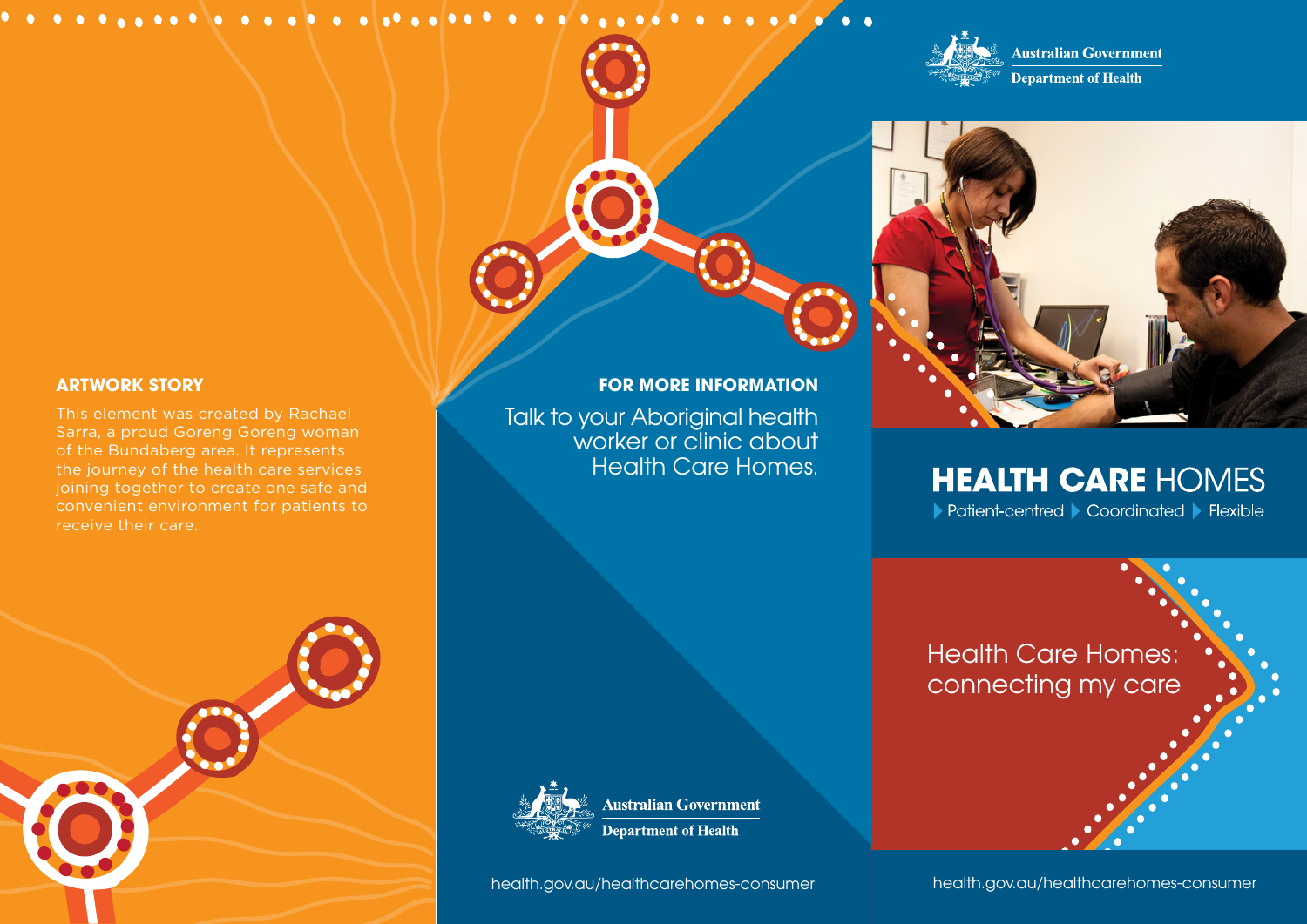## ARTWORK STORY

This element was created by Rachael Sarra, a proud Goreng Goreng woman of the Bundaberg area. It represents the journey of the health care services joining together to create one safe and convenient environment for patients to receive their care.

## FOR MORE INFORMATION

Talk to your Aboriginal health worker or clinic about Health Care Homes.

Australian Government
Department of Health

health.gov.au/healthcarehomes-consumer

Australian Government
Department of Health

# HEALTH CARE HOMES

Patient-centred ▶ Coordinated ▶ Flexible

## Health Care Homes: connecting my care

health.gov.au/healthcarehomes-consumer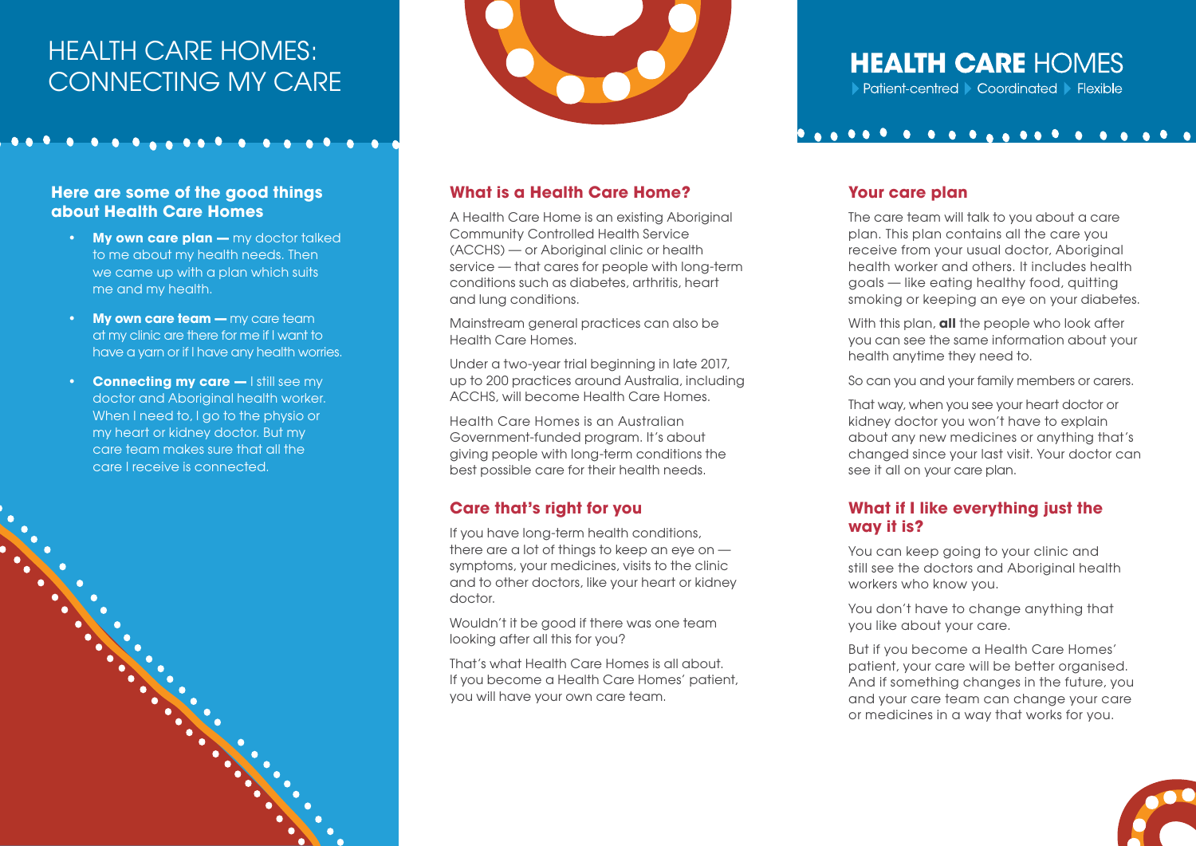# HEALTH CARE HOMES: CONNECTING MY CARE

## Here are some of the good things about Health Care Homes

- **My own care plan —** my doctor talked to me about my health needs. Then we came up with a plan which suits me and my health.
- **My own care team —** my care team at my clinic are there for me if I want to have a yarn or if I have any health worries.
- **Connecting my care —** I still see my doctor and Aboriginal health worker. When I need to, I go to the physio or my heart or kidney doctor. But my care team makes sure that all the care I receive is connected.

## What is a Health Care Home?

A Health Care Home is an existing Aboriginal Community Controlled Health Service (ACCHS) — or Aboriginal clinic or health service — that cares for people with long-term conditions such as diabetes, arthritis, heart and lung conditions.

Mainstream general practices can also be Health Care Homes.

Under a two-year trial beginning in late 2017, up to 200 practices around Australia, including ACCHS, will become Health Care Homes.

Health Care Homes is an Australian Government-funded program. It's about giving people with long-term conditions the best possible care for their health needs.

## Care that's right for you

If you have long-term health conditions, there are a lot of things to keep an eye on — symptoms, your medicines, visits to the clinic and to other doctors, like your heart or kidney doctor.

Wouldn't it be good if there was one team looking after all this for you?

That's what Health Care Homes is all about. If you become a Health Care Homes' patient, you will have your own care team.

# **HEALTH CARE** HOMES

Patient-centred ▸ Coordinated ▸ Flexible

## Your care plan

The care team will talk to you about a care plan. This plan contains all the care you receive from your usual doctor, Aboriginal health worker and others. It includes health goals — like eating healthy food, quitting smoking or keeping an eye on your diabetes.

With this plan, **all** the people who look after you can see the same information about your health anytime they need to.

So can you and your family members or carers.

That way, when you see your heart doctor or kidney doctor you won't have to explain about any new medicines or anything that's changed since your last visit. Your doctor can see it all on your care plan.

## What if I like everything just the way it is?

You can keep going to your clinic and still see the doctors and Aboriginal health workers who know you.

You don't have to change anything that you like about your care.

But if you become a Health Care Homes' patient, your care will be better organised. And if something changes in the future, you and your care team can change your care or medicines in a way that works for you.